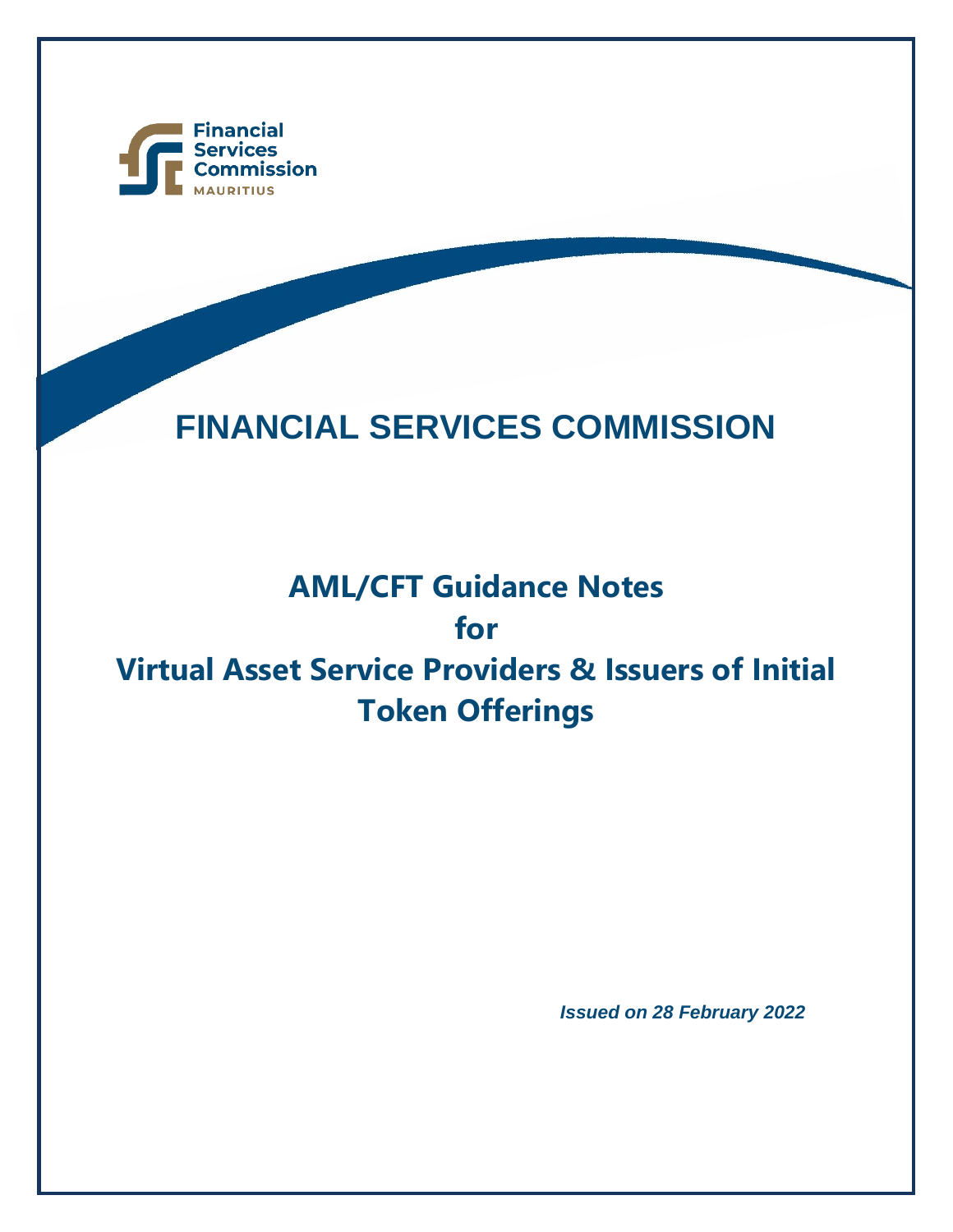Financial Services Commission
MAURITIUS

# FINANCIAL SERVICES COMMISSION

## AML/CFT Guidance Notes for Virtual Asset Service Providers & Issuers of Initial Token Offerings

*Issued on 28 February 2022*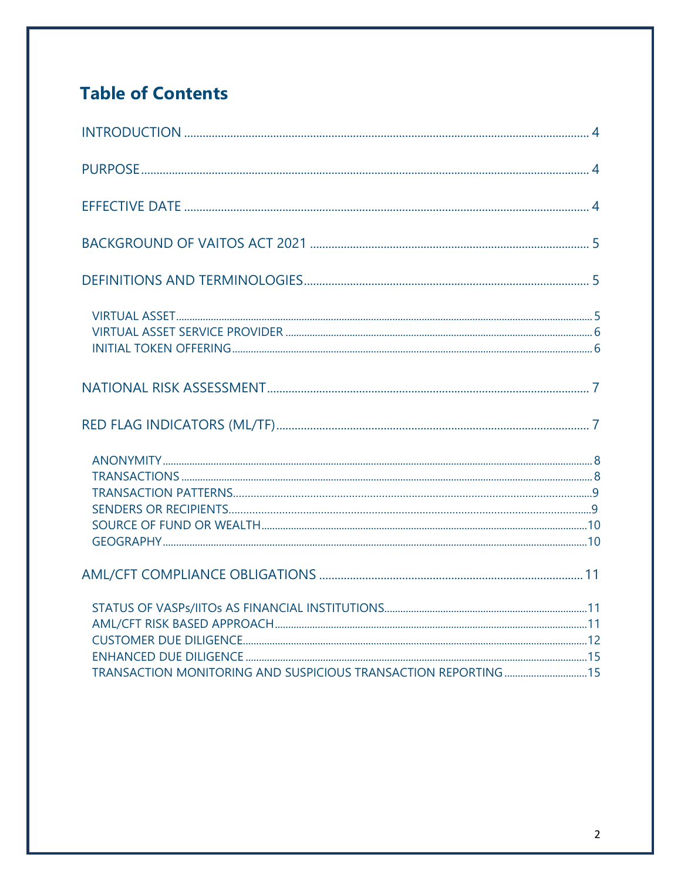# Table of Contents

INTRODUCTION ..... 4

PURPOSE ..... 4

EFFECTIVE DATE ..... 4

BACKGROUND OF VAITOS ACT 2021 ..... 5

DEFINITIONS AND TERMINOLOGIES ..... 5

- VIRTUAL ASSET ..... 5
- VIRTUAL ASSET SERVICE PROVIDER ..... 6
- INITIAL TOKEN OFFERING ..... 6

NATIONAL RISK ASSESSMENT ..... 7

RED FLAG INDICATORS (ML/TF) ..... 7

- ANONYMITY ..... 8
- TRANSACTIONS ..... 8
- TRANSACTION PATTERNS ..... 9
- SENDERS OR RECIPIENTS ..... 9
- SOURCE OF FUND OR WEALTH ..... 10
- GEOGRAPHY ..... 10

AML/CFT COMPLIANCE OBLIGATIONS ..... 11

- STATUS OF VASPs/IITOs AS FINANCIAL INSTITUTIONS ..... 11
- AML/CFT RISK BASED APPROACH ..... 11
- CUSTOMER DUE DILIGENCE ..... 12
- ENHANCED DUE DILIGENCE ..... 15
- TRANSACTION MONITORING AND SUSPICIOUS TRANSACTION REPORTING ..... 15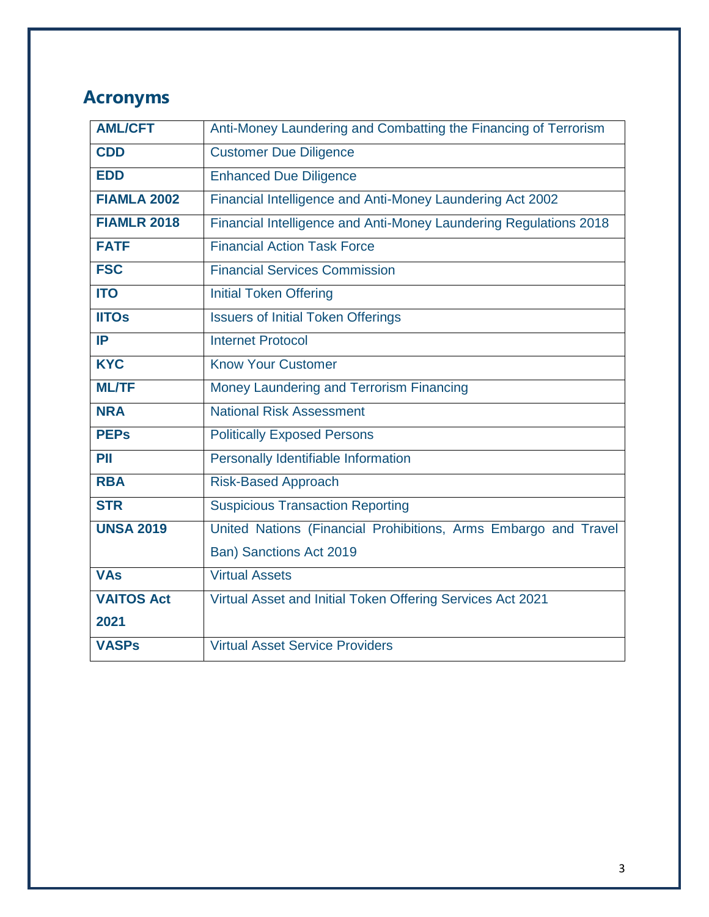## Acronyms

| AML/CFT | Anti-Money Laundering and Combatting the Financing of Terrorism |
|---|---|
| **CDD** | Customer Due Diligence |
| **EDD** | Enhanced Due Diligence |
| **FIAMLA 2002** | Financial Intelligence and Anti-Money Laundering Act 2002 |
| **FIAMLR 2018** | Financial Intelligence and Anti-Money Laundering Regulations 2018 |
| **FATF** | Financial Action Task Force |
| **FSC** | Financial Services Commission |
| **ITO** | Initial Token Offering |
| **IITOs** | Issuers of Initial Token Offerings |
| **IP** | Internet Protocol |
| **KYC** | Know Your Customer |
| **ML/TF** | Money Laundering and Terrorism Financing |
| **NRA** | National Risk Assessment |
| **PEPs** | Politically Exposed Persons |
| **PII** | Personally Identifiable Information |
| **RBA** | Risk-Based Approach |
| **STR** | Suspicious Transaction Reporting |
| **UNSA 2019** | United Nations (Financial Prohibitions, Arms Embargo and Travel Ban) Sanctions Act 2019 |
| **VAs** | Virtual Assets |
| **VAITOS Act 2021** | Virtual Asset and Initial Token Offering Services Act 2021 |
| **VASPs** | Virtual Asset Service Providers |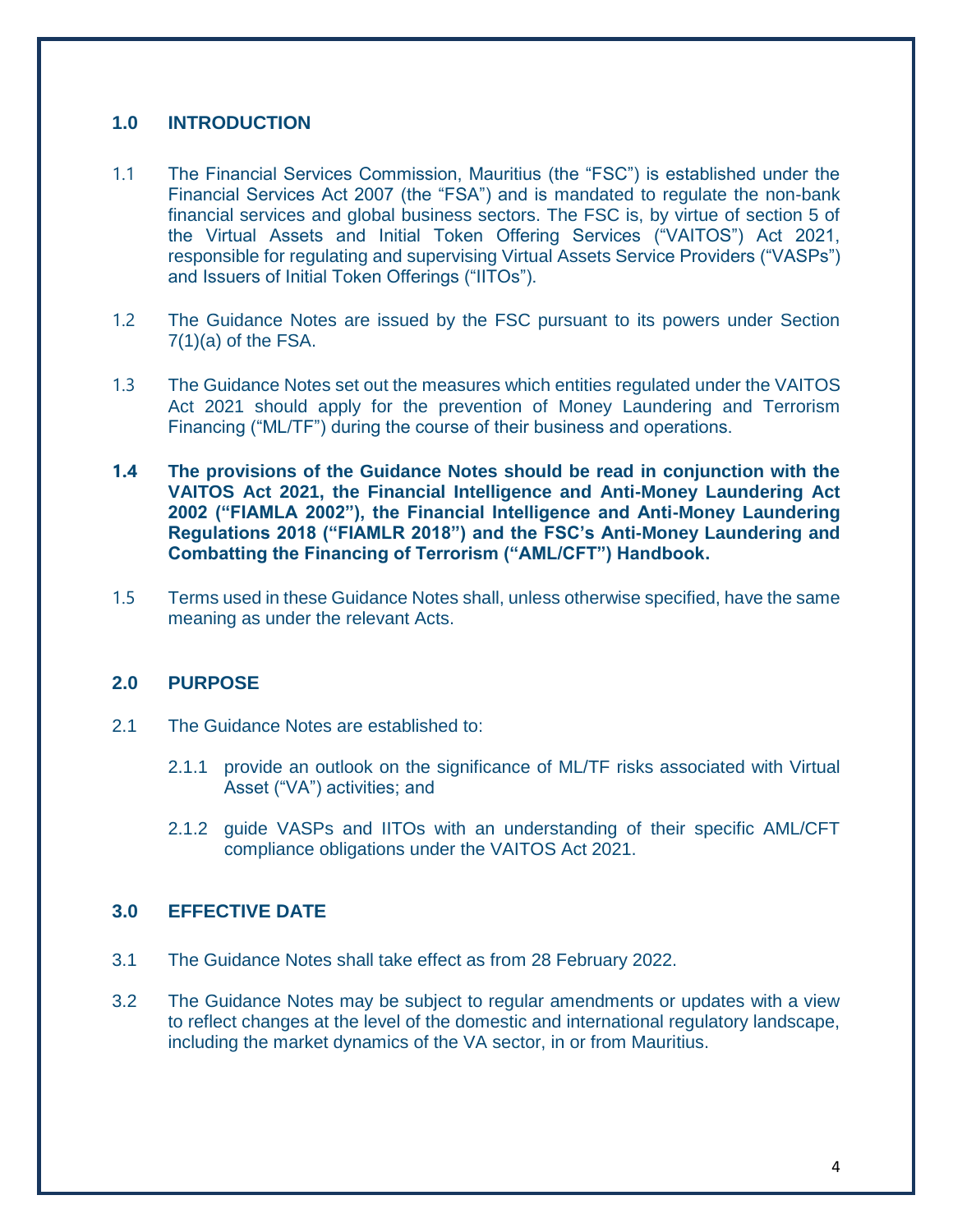## 1.0 INTRODUCTION

1.1 The Financial Services Commission, Mauritius (the "FSC") is established under the Financial Services Act 2007 (the "FSA") and is mandated to regulate the non-bank financial services and global business sectors. The FSC is, by virtue of section 5 of the Virtual Assets and Initial Token Offering Services ("VAITOS") Act 2021, responsible for regulating and supervising Virtual Assets Service Providers ("VASPs") and Issuers of Initial Token Offerings ("IITOs").

1.2 The Guidance Notes are issued by the FSC pursuant to its powers under Section 7(1)(a) of the FSA.

1.3 The Guidance Notes set out the measures which entities regulated under the VAITOS Act 2021 should apply for the prevention of Money Laundering and Terrorism Financing ("ML/TF") during the course of their business and operations.

**1.4 The provisions of the Guidance Notes should be read in conjunction with the VAITOS Act 2021, the Financial Intelligence and Anti-Money Laundering Act 2002 ("FIAMLA 2002"), the Financial Intelligence and Anti-Money Laundering Regulations 2018 ("FIAMLR 2018") and the FSC's Anti-Money Laundering and Combatting the Financing of Terrorism ("AML/CFT") Handbook.**

1.5 Terms used in these Guidance Notes shall, unless otherwise specified, have the same meaning as under the relevant Acts.

## 2.0 PURPOSE

2.1 The Guidance Notes are established to:

2.1.1 provide an outlook on the significance of ML/TF risks associated with Virtual Asset ("VA") activities; and

2.1.2 guide VASPs and IITOs with an understanding of their specific AML/CFT compliance obligations under the VAITOS Act 2021.

## 3.0 EFFECTIVE DATE

3.1 The Guidance Notes shall take effect as from 28 February 2022.

3.2 The Guidance Notes may be subject to regular amendments or updates with a view to reflect changes at the level of the domestic and international regulatory landscape, including the market dynamics of the VA sector, in or from Mauritius.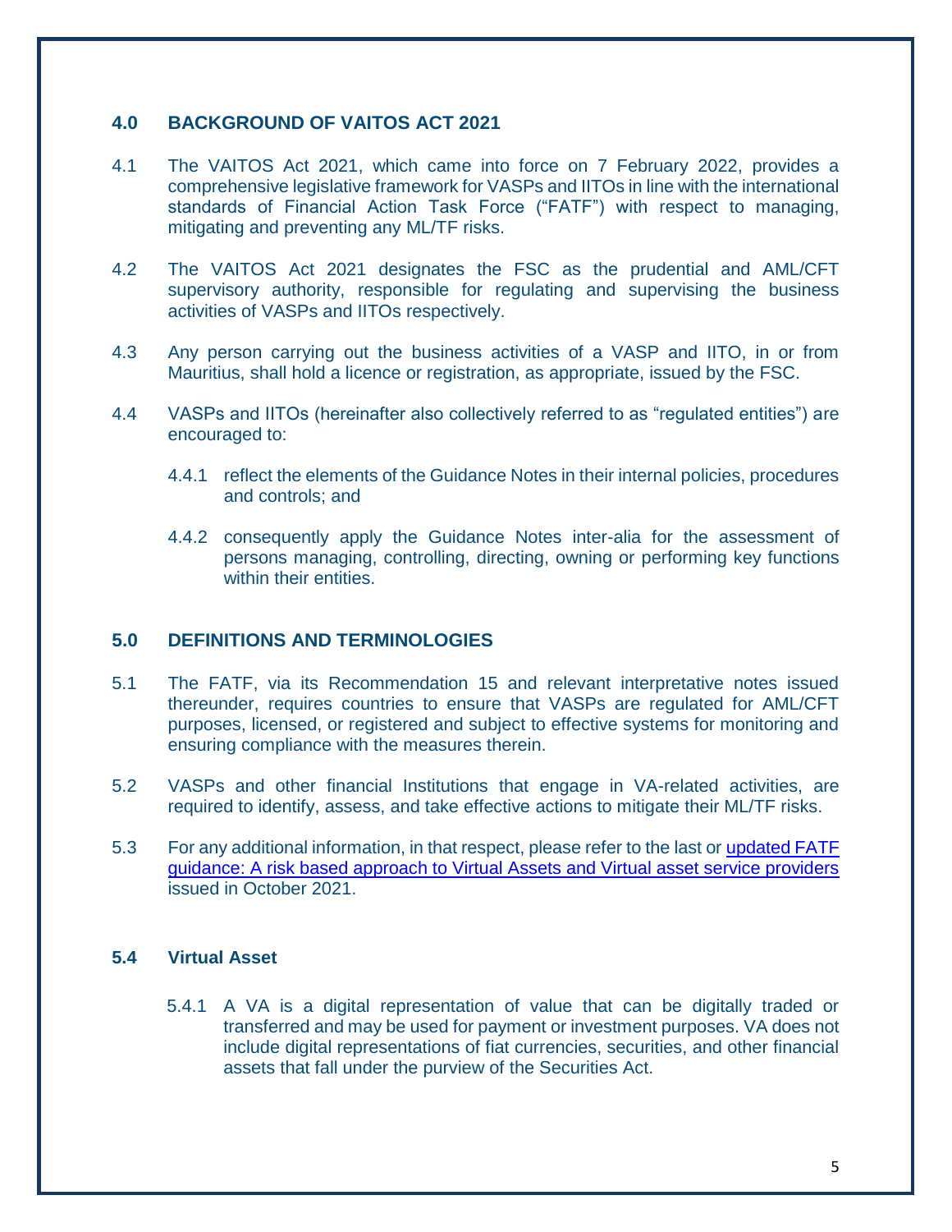## 4.0 BACKGROUND OF VAITOS ACT 2021

4.1 The VAITOS Act 2021, which came into force on 7 February 2022, provides a comprehensive legislative framework for VASPs and IITOs in line with the international standards of Financial Action Task Force ("FATF") with respect to managing, mitigating and preventing any ML/TF risks.

4.2 The VAITOS Act 2021 designates the FSC as the prudential and AML/CFT supervisory authority, responsible for regulating and supervising the business activities of VASPs and IITOs respectively.

4.3 Any person carrying out the business activities of a VASP and IITO, in or from Mauritius, shall hold a licence or registration, as appropriate, issued by the FSC.

4.4 VASPs and IITOs (hereinafter also collectively referred to as "regulated entities") are encouraged to:

4.4.1 reflect the elements of the Guidance Notes in their internal policies, procedures and controls; and

4.4.2 consequently apply the Guidance Notes inter-alia for the assessment of persons managing, controlling, directing, owning or performing key functions within their entities.

## 5.0 DEFINITIONS AND TERMINOLOGIES

5.1 The FATF, via its Recommendation 15 and relevant interpretative notes issued thereunder, requires countries to ensure that VASPs are regulated for AML/CFT purposes, licensed, or registered and subject to effective systems for monitoring and ensuring compliance with the measures therein.

5.2 VASPs and other financial Institutions that engage in VA-related activities, are required to identify, assess, and take effective actions to mitigate their ML/TF risks.

5.3 For any additional information, in that respect, please refer to the last or updated FATF guidance: A risk based approach to Virtual Assets and Virtual asset service providers issued in October 2021.

### 5.4 Virtual Asset

5.4.1 A VA is a digital representation of value that can be digitally traded or transferred and may be used for payment or investment purposes. VA does not include digital representations of fiat currencies, securities, and other financial assets that fall under the purview of the Securities Act.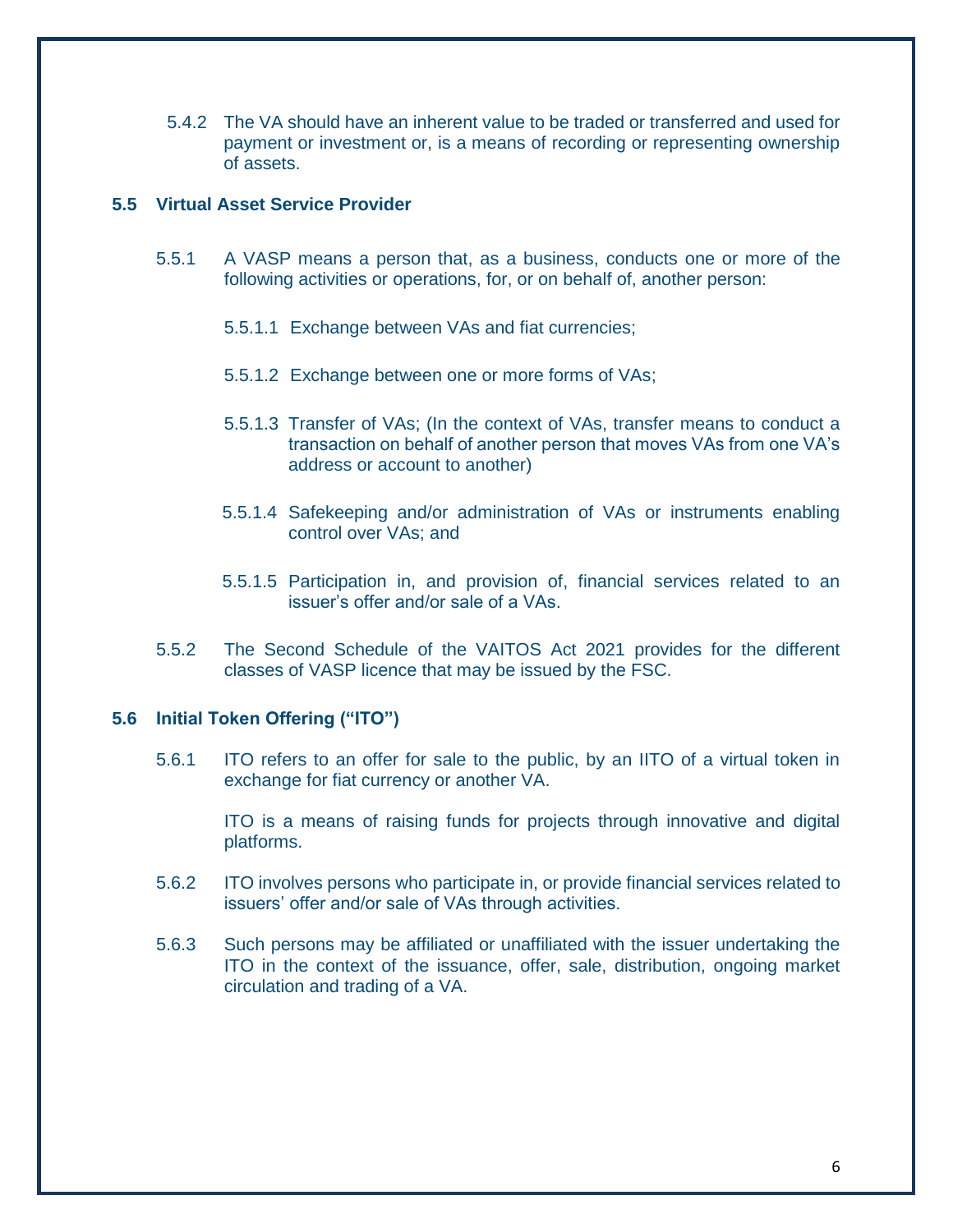5.4.2 The VA should have an inherent value to be traded or transferred and used for payment or investment or, is a means of recording or representing ownership of assets.

## 5.5 Virtual Asset Service Provider

5.5.1 A VASP means a person that, as a business, conducts one or more of the following activities or operations, for, or on behalf of, another person:

5.5.1.1 Exchange between VAs and fiat currencies;

5.5.1.2 Exchange between one or more forms of VAs;

5.5.1.3 Transfer of VAs; (In the context of VAs, transfer means to conduct a transaction on behalf of another person that moves VAs from one VA's address or account to another)

5.5.1.4 Safekeeping and/or administration of VAs or instruments enabling control over VAs; and

5.5.1.5 Participation in, and provision of, financial services related to an issuer's offer and/or sale of a VAs.

5.5.2 The Second Schedule of the VAITOS Act 2021 provides for the different classes of VASP licence that may be issued by the FSC.

## 5.6 Initial Token Offering ("ITO")

5.6.1 ITO refers to an offer for sale to the public, by an IITO of a virtual token in exchange for fiat currency or another VA.

ITO is a means of raising funds for projects through innovative and digital platforms.

5.6.2 ITO involves persons who participate in, or provide financial services related to issuers' offer and/or sale of VAs through activities.

5.6.3 Such persons may be affiliated or unaffiliated with the issuer undertaking the ITO in the context of the issuance, offer, sale, distribution, ongoing market circulation and trading of a VA.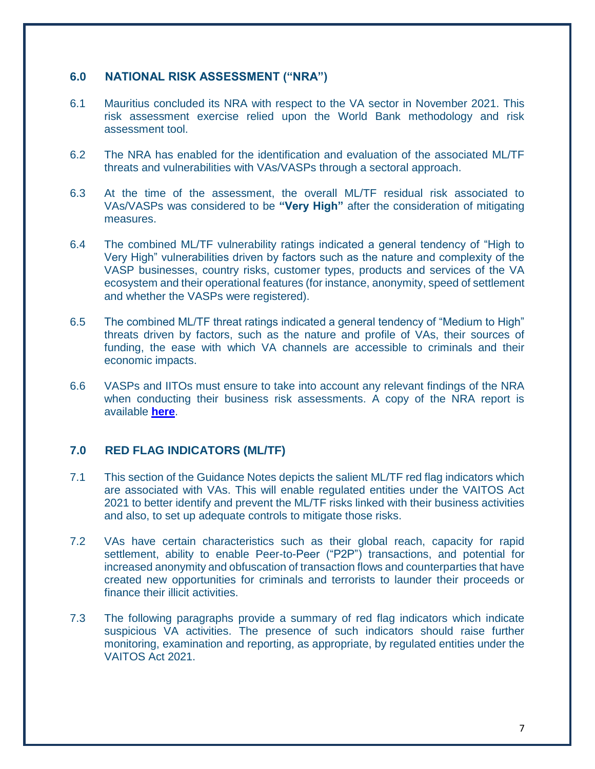## 6.0 NATIONAL RISK ASSESSMENT ("NRA")

6.1 Mauritius concluded its NRA with respect to the VA sector in November 2021. This risk assessment exercise relied upon the World Bank methodology and risk assessment tool.

6.2 The NRA has enabled for the identification and evaluation of the associated ML/TF threats and vulnerabilities with VAs/VASPs through a sectoral approach.

6.3 At the time of the assessment, the overall ML/TF residual risk associated to VAs/VASPs was considered to be **"Very High"** after the consideration of mitigating measures.

6.4 The combined ML/TF vulnerability ratings indicated a general tendency of "High to Very High" vulnerabilities driven by factors such as the nature and complexity of the VASP businesses, country risks, customer types, products and services of the VA ecosystem and their operational features (for instance, anonymity, speed of settlement and whether the VASPs were registered).

6.5 The combined ML/TF threat ratings indicated a general tendency of "Medium to High" threats driven by factors, such as the nature and profile of VAs, their sources of funding, the ease with which VA channels are accessible to criminals and their economic impacts.

6.6 VASPs and IITOs must ensure to take into account any relevant findings of the NRA when conducting their business risk assessments. A copy of the NRA report is available **here**.

## 7.0 RED FLAG INDICATORS (ML/TF)

7.1 This section of the Guidance Notes depicts the salient ML/TF red flag indicators which are associated with VAs. This will enable regulated entities under the VAITOS Act 2021 to better identify and prevent the ML/TF risks linked with their business activities and also, to set up adequate controls to mitigate those risks.

7.2 VAs have certain characteristics such as their global reach, capacity for rapid settlement, ability to enable Peer-to-Peer ("P2P") transactions, and potential for increased anonymity and obfuscation of transaction flows and counterparties that have created new opportunities for criminals and terrorists to launder their proceeds or finance their illicit activities.

7.3 The following paragraphs provide a summary of red flag indicators which indicate suspicious VA activities. The presence of such indicators should raise further monitoring, examination and reporting, as appropriate, by regulated entities under the VAITOS Act 2021.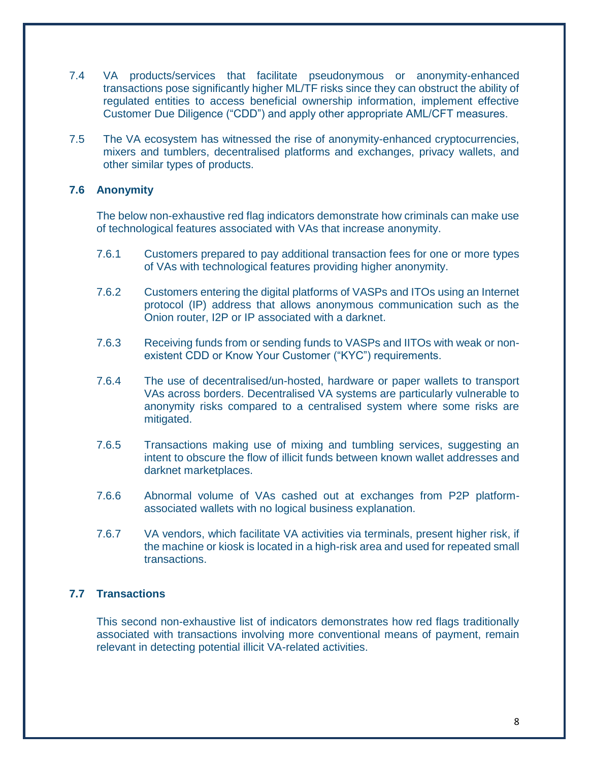7.4 VA products/services that facilitate pseudonymous or anonymity-enhanced transactions pose significantly higher ML/TF risks since they can obstruct the ability of regulated entities to access beneficial ownership information, implement effective Customer Due Diligence (“CDD”) and apply other appropriate AML/CFT measures.

7.5 The VA ecosystem has witnessed the rise of anonymity-enhanced cryptocurrencies, mixers and tumblers, decentralised platforms and exchanges, privacy wallets, and other similar types of products.

### 7.6 Anonymity

The below non-exhaustive red flag indicators demonstrate how criminals can make use of technological features associated with VAs that increase anonymity.

7.6.1 Customers prepared to pay additional transaction fees for one or more types of VAs with technological features providing higher anonymity.

7.6.2 Customers entering the digital platforms of VASPs and ITOs using an Internet protocol (IP) address that allows anonymous communication such as the Onion router, I2P or IP associated with a darknet.

7.6.3 Receiving funds from or sending funds to VASPs and IITOs with weak or non-existent CDD or Know Your Customer (“KYC”) requirements.

7.6.4 The use of decentralised/un-hosted, hardware or paper wallets to transport VAs across borders. Decentralised VA systems are particularly vulnerable to anonymity risks compared to a centralised system where some risks are mitigated.

7.6.5 Transactions making use of mixing and tumbling services, suggesting an intent to obscure the flow of illicit funds between known wallet addresses and darknet marketplaces.

7.6.6 Abnormal volume of VAs cashed out at exchanges from P2P platform-associated wallets with no logical business explanation.

7.6.7 VA vendors, which facilitate VA activities via terminals, present higher risk, if the machine or kiosk is located in a high-risk area and used for repeated small transactions.

### 7.7 Transactions

This second non-exhaustive list of indicators demonstrates how red flags traditionally associated with transactions involving more conventional means of payment, remain relevant in detecting potential illicit VA-related activities.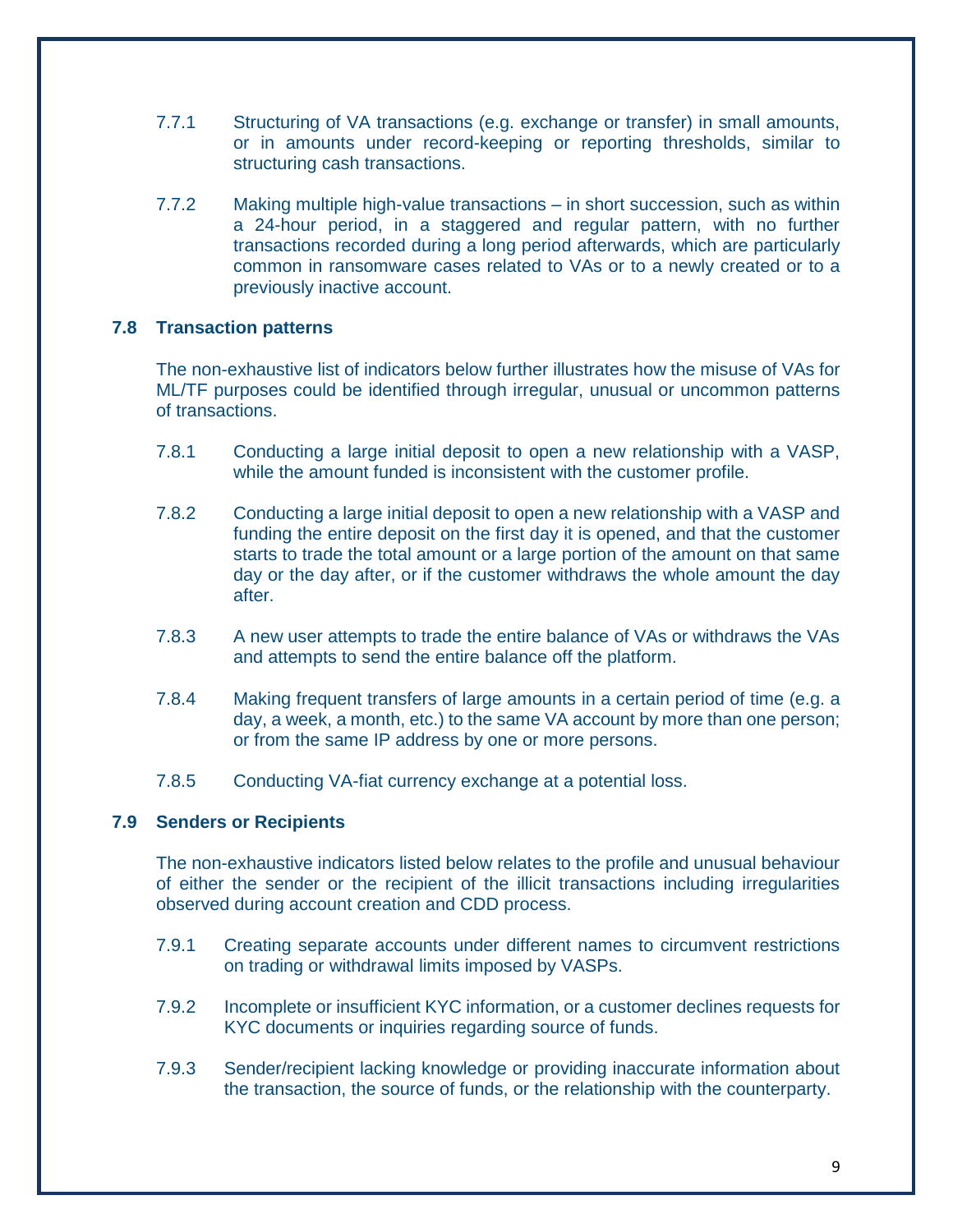7.7.1 Structuring of VA transactions (e.g. exchange or transfer) in small amounts, or in amounts under record-keeping or reporting thresholds, similar to structuring cash transactions.

7.7.2 Making multiple high-value transactions – in short succession, such as within a 24-hour period, in a staggered and regular pattern, with no further transactions recorded during a long period afterwards, which are particularly common in ransomware cases related to VAs or to a newly created or to a previously inactive account.

### 7.8 Transaction patterns

The non-exhaustive list of indicators below further illustrates how the misuse of VAs for ML/TF purposes could be identified through irregular, unusual or uncommon patterns of transactions.

7.8.1 Conducting a large initial deposit to open a new relationship with a VASP, while the amount funded is inconsistent with the customer profile.

7.8.2 Conducting a large initial deposit to open a new relationship with a VASP and funding the entire deposit on the first day it is opened, and that the customer starts to trade the total amount or a large portion of the amount on that same day or the day after, or if the customer withdraws the whole amount the day after.

7.8.3 A new user attempts to trade the entire balance of VAs or withdraws the VAs and attempts to send the entire balance off the platform.

7.8.4 Making frequent transfers of large amounts in a certain period of time (e.g. a day, a week, a month, etc.) to the same VA account by more than one person; or from the same IP address by one or more persons.

7.8.5 Conducting VA-fiat currency exchange at a potential loss.

### 7.9 Senders or Recipients

The non-exhaustive indicators listed below relates to the profile and unusual behaviour of either the sender or the recipient of the illicit transactions including irregularities observed during account creation and CDD process.

7.9.1 Creating separate accounts under different names to circumvent restrictions on trading or withdrawal limits imposed by VASPs.

7.9.2 Incomplete or insufficient KYC information, or a customer declines requests for KYC documents or inquiries regarding source of funds.

7.9.3 Sender/recipient lacking knowledge or providing inaccurate information about the transaction, the source of funds, or the relationship with the counterparty.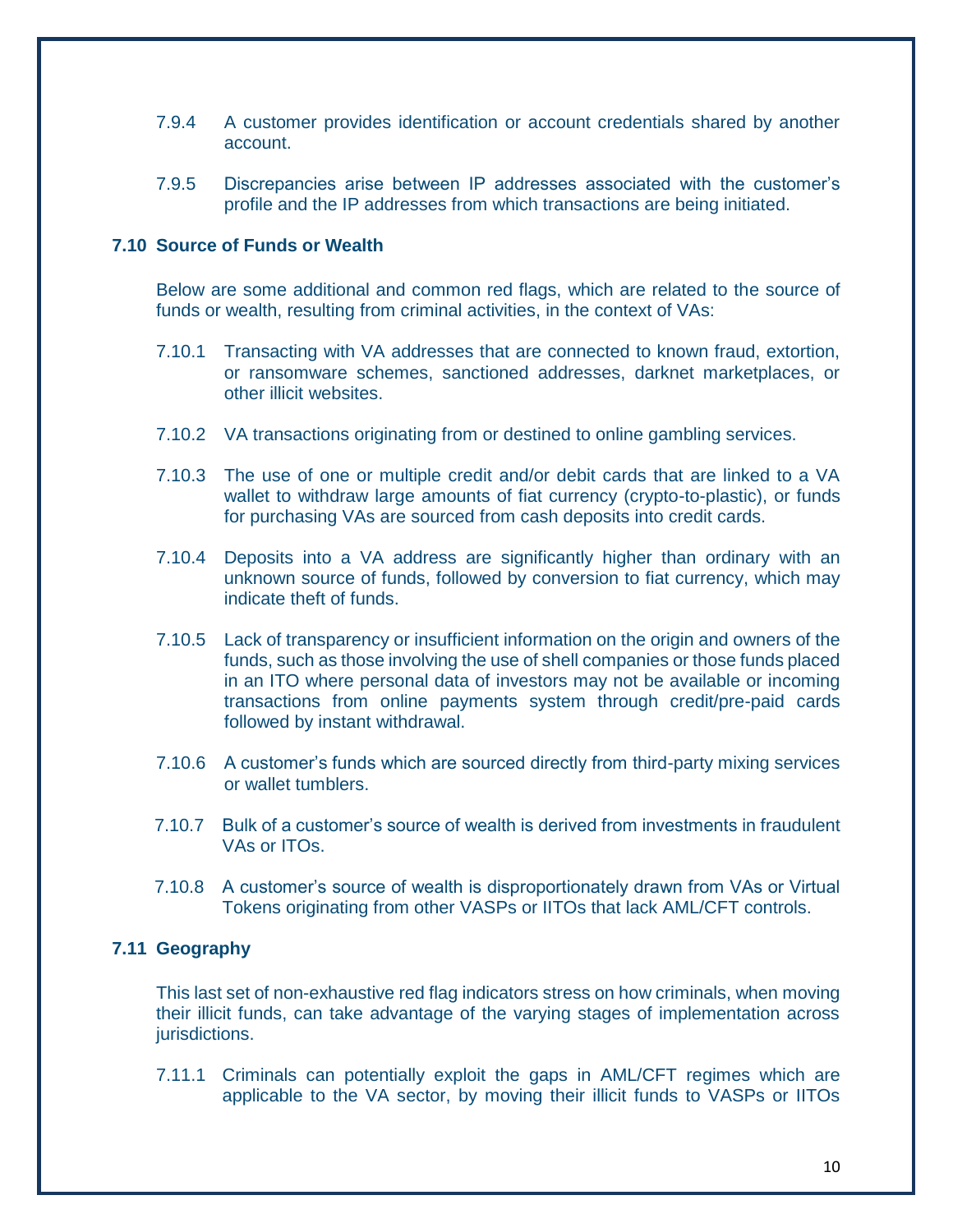7.9.4 A customer provides identification or account credentials shared by another account.

7.9.5 Discrepancies arise between IP addresses associated with the customer's profile and the IP addresses from which transactions are being initiated.

### 7.10 Source of Funds or Wealth

Below are some additional and common red flags, which are related to the source of funds or wealth, resulting from criminal activities, in the context of VAs:

7.10.1 Transacting with VA addresses that are connected to known fraud, extortion, or ransomware schemes, sanctioned addresses, darknet marketplaces, or other illicit websites.

7.10.2 VA transactions originating from or destined to online gambling services.

7.10.3 The use of one or multiple credit and/or debit cards that are linked to a VA wallet to withdraw large amounts of fiat currency (crypto-to-plastic), or funds for purchasing VAs are sourced from cash deposits into credit cards.

7.10.4 Deposits into a VA address are significantly higher than ordinary with an unknown source of funds, followed by conversion to fiat currency, which may indicate theft of funds.

7.10.5 Lack of transparency or insufficient information on the origin and owners of the funds, such as those involving the use of shell companies or those funds placed in an ITO where personal data of investors may not be available or incoming transactions from online payments system through credit/pre-paid cards followed by instant withdrawal.

7.10.6 A customer's funds which are sourced directly from third-party mixing services or wallet tumblers.

7.10.7 Bulk of a customer's source of wealth is derived from investments in fraudulent VAs or ITOs.

7.10.8 A customer's source of wealth is disproportionately drawn from VAs or Virtual Tokens originating from other VASPs or IITOs that lack AML/CFT controls.

### 7.11 Geography

This last set of non-exhaustive red flag indicators stress on how criminals, when moving their illicit funds, can take advantage of the varying stages of implementation across jurisdictions.

7.11.1 Criminals can potentially exploit the gaps in AML/CFT regimes which are applicable to the VA sector, by moving their illicit funds to VASPs or IITOs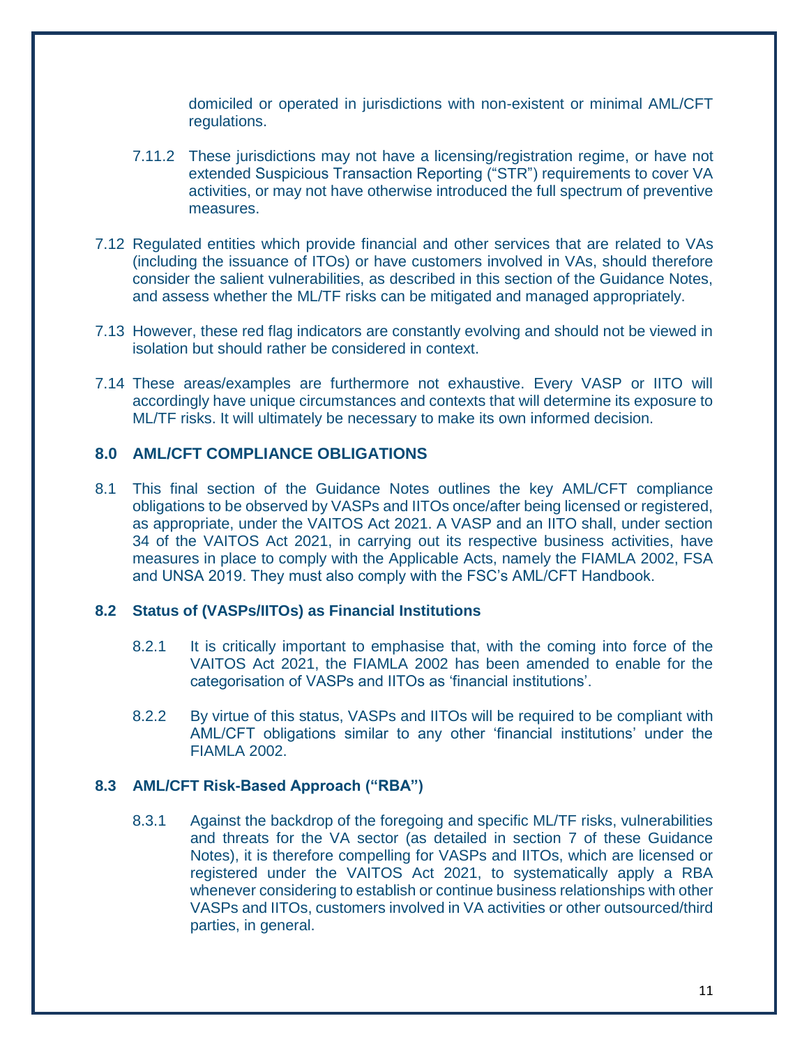domiciled or operated in jurisdictions with non-existent or minimal AML/CFT regulations.

7.11.2 These jurisdictions may not have a licensing/registration regime, or have not extended Suspicious Transaction Reporting ("STR") requirements to cover VA activities, or may not have otherwise introduced the full spectrum of preventive measures.

7.12 Regulated entities which provide financial and other services that are related to VAs (including the issuance of ITOs) or have customers involved in VAs, should therefore consider the salient vulnerabilities, as described in this section of the Guidance Notes, and assess whether the ML/TF risks can be mitigated and managed appropriately.

7.13 However, these red flag indicators are constantly evolving and should not be viewed in isolation but should rather be considered in context.

7.14 These areas/examples are furthermore not exhaustive. Every VASP or IITO will accordingly have unique circumstances and contexts that will determine its exposure to ML/TF risks. It will ultimately be necessary to make its own informed decision.

## 8.0 AML/CFT COMPLIANCE OBLIGATIONS

8.1 This final section of the Guidance Notes outlines the key AML/CFT compliance obligations to be observed by VASPs and IITOs once/after being licensed or registered, as appropriate, under the VAITOS Act 2021. A VASP and an IITO shall, under section 34 of the VAITOS Act 2021, in carrying out its respective business activities, have measures in place to comply with the Applicable Acts, namely the FIAMLA 2002, FSA and UNSA 2019. They must also comply with the FSC's AML/CFT Handbook.

### 8.2 Status of (VASPs/IITOs) as Financial Institutions

8.2.1 It is critically important to emphasise that, with the coming into force of the VAITOS Act 2021, the FIAMLA 2002 has been amended to enable for the categorisation of VASPs and IITOs as 'financial institutions'.

8.2.2 By virtue of this status, VASPs and IITOs will be required to be compliant with AML/CFT obligations similar to any other 'financial institutions' under the FIAMLA 2002.

### 8.3 AML/CFT Risk-Based Approach ("RBA")

8.3.1 Against the backdrop of the foregoing and specific ML/TF risks, vulnerabilities and threats for the VA sector (as detailed in section 7 of these Guidance Notes), it is therefore compelling for VASPs and IITOs, which are licensed or registered under the VAITOS Act 2021, to systematically apply a RBA whenever considering to establish or continue business relationships with other VASPs and IITOs, customers involved in VA activities or other outsourced/third parties, in general.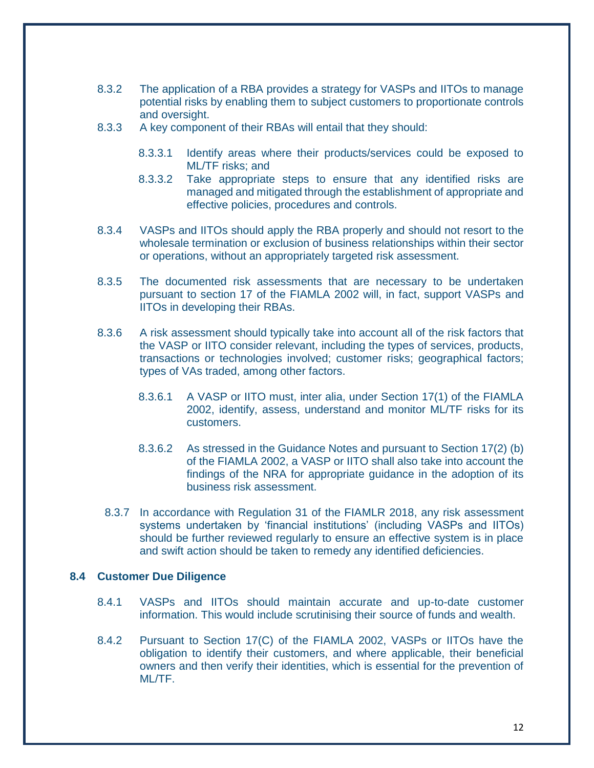8.3.2 The application of a RBA provides a strategy for VASPs and IITOs to manage potential risks by enabling them to subject customers to proportionate controls and oversight.

8.3.3 A key component of their RBAs will entail that they should:

8.3.3.1 Identify areas where their products/services could be exposed to ML/TF risks; and

8.3.3.2 Take appropriate steps to ensure that any identified risks are managed and mitigated through the establishment of appropriate and effective policies, procedures and controls.

8.3.4 VASPs and IITOs should apply the RBA properly and should not resort to the wholesale termination or exclusion of business relationships within their sector or operations, without an appropriately targeted risk assessment.

8.3.5 The documented risk assessments that are necessary to be undertaken pursuant to section 17 of the FIAMLA 2002 will, in fact, support VASPs and IITOs in developing their RBAs.

8.3.6 A risk assessment should typically take into account all of the risk factors that the VASP or IITO consider relevant, including the types of services, products, transactions or technologies involved; customer risks; geographical factors; types of VAs traded, among other factors.

8.3.6.1 A VASP or IITO must, inter alia, under Section 17(1) of the FIAMLA 2002, identify, assess, understand and monitor ML/TF risks for its customers.

8.3.6.2 As stressed in the Guidance Notes and pursuant to Section 17(2) (b) of the FIAMLA 2002, a VASP or IITO shall also take into account the findings of the NRA for appropriate guidance in the adoption of its business risk assessment.

8.3.7 In accordance with Regulation 31 of the FIAMLR 2018, any risk assessment systems undertaken by 'financial institutions' (including VASPs and IITOs) should be further reviewed regularly to ensure an effective system is in place and swift action should be taken to remedy any identified deficiencies.

## 8.4 Customer Due Diligence

8.4.1 VASPs and IITOs should maintain accurate and up-to-date customer information. This would include scrutinising their source of funds and wealth.

8.4.2 Pursuant to Section 17(C) of the FIAMLA 2002, VASPs or IITOs have the obligation to identify their customers, and where applicable, their beneficial owners and then verify their identities, which is essential for the prevention of ML/TF.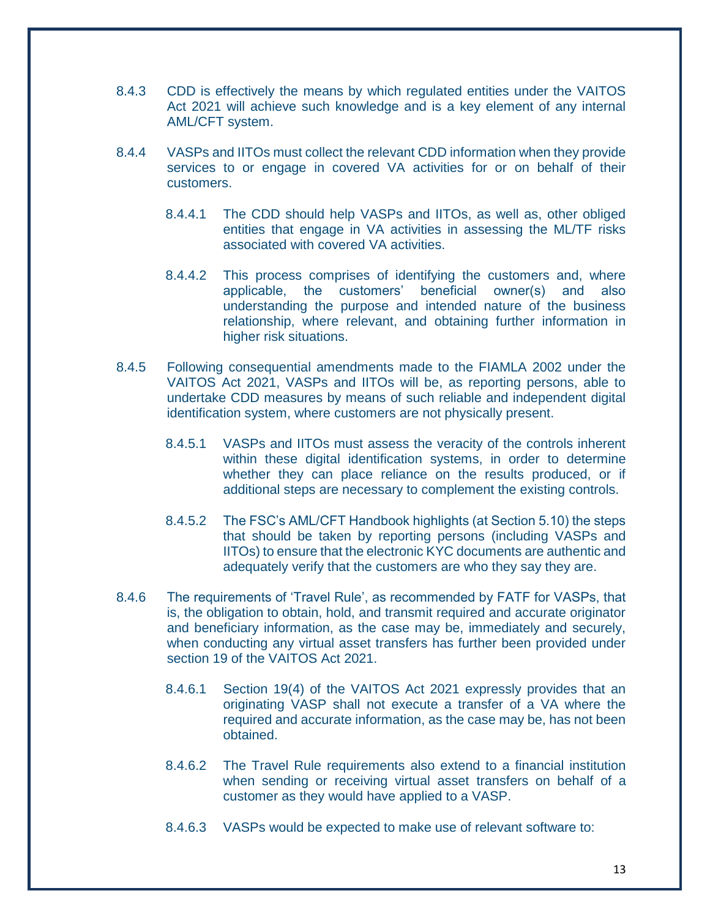8.4.3 CDD is effectively the means by which regulated entities under the VAITOS Act 2021 will achieve such knowledge and is a key element of any internal AML/CFT system.

8.4.4 VASPs and IITOs must collect the relevant CDD information when they provide services to or engage in covered VA activities for or on behalf of their customers.

8.4.4.1 The CDD should help VASPs and IITOs, as well as, other obliged entities that engage in VA activities in assessing the ML/TF risks associated with covered VA activities.

8.4.4.2 This process comprises of identifying the customers and, where applicable, the customers' beneficial owner(s) and also understanding the purpose and intended nature of the business relationship, where relevant, and obtaining further information in higher risk situations.

8.4.5 Following consequential amendments made to the FIAMLA 2002 under the VAITOS Act 2021, VASPs and IITOs will be, as reporting persons, able to undertake CDD measures by means of such reliable and independent digital identification system, where customers are not physically present.

8.4.5.1 VASPs and IITOs must assess the veracity of the controls inherent within these digital identification systems, in order to determine whether they can place reliance on the results produced, or if additional steps are necessary to complement the existing controls.

8.4.5.2 The FSC's AML/CFT Handbook highlights (at Section 5.10) the steps that should be taken by reporting persons (including VASPs and IITOs) to ensure that the electronic KYC documents are authentic and adequately verify that the customers are who they say they are.

8.4.6 The requirements of 'Travel Rule', as recommended by FATF for VASPs, that is, the obligation to obtain, hold, and transmit required and accurate originator and beneficiary information, as the case may be, immediately and securely, when conducting any virtual asset transfers has further been provided under section 19 of the VAITOS Act 2021.

8.4.6.1 Section 19(4) of the VAITOS Act 2021 expressly provides that an originating VASP shall not execute a transfer of a VA where the required and accurate information, as the case may be, has not been obtained.

8.4.6.2 The Travel Rule requirements also extend to a financial institution when sending or receiving virtual asset transfers on behalf of a customer as they would have applied to a VASP.

8.4.6.3 VASPs would be expected to make use of relevant software to: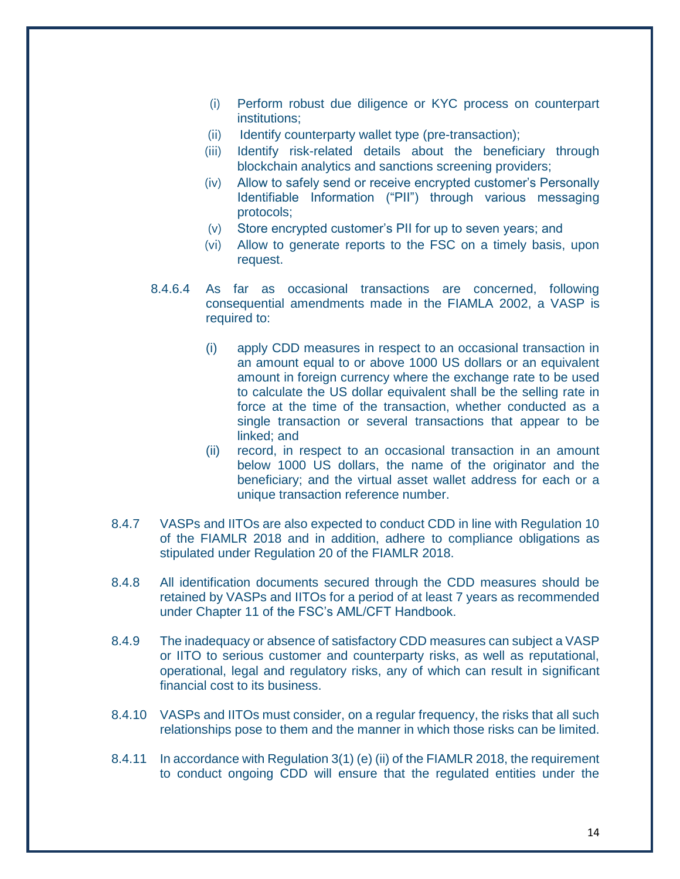(i) Perform robust due diligence or KYC process on counterpart institutions;
(ii) Identify counterparty wallet type (pre-transaction);
(iii) Identify risk-related details about the beneficiary through blockchain analytics and sanctions screening providers;
(iv) Allow to safely send or receive encrypted customer's Personally Identifiable Information ("PII") through various messaging protocols;
(v) Store encrypted customer's PII for up to seven years; and
(vi) Allow to generate reports to the FSC on a timely basis, upon request.

8.4.6.4 As far as occasional transactions are concerned, following consequential amendments made in the FIAMLA 2002, a VASP is required to:

(i) apply CDD measures in respect to an occasional transaction in an amount equal to or above 1000 US dollars or an equivalent amount in foreign currency where the exchange rate to be used to calculate the US dollar equivalent shall be the selling rate in force at the time of the transaction, whether conducted as a single transaction or several transactions that appear to be linked; and
(ii) record, in respect to an occasional transaction in an amount below 1000 US dollars, the name of the originator and the beneficiary; and the virtual asset wallet address for each or a unique transaction reference number.

8.4.7 VASPs and IITOs are also expected to conduct CDD in line with Regulation 10 of the FIAMLR 2018 and in addition, adhere to compliance obligations as stipulated under Regulation 20 of the FIAMLR 2018.

8.4.8 All identification documents secured through the CDD measures should be retained by VASPs and IITOs for a period of at least 7 years as recommended under Chapter 11 of the FSC's AML/CFT Handbook.

8.4.9 The inadequacy or absence of satisfactory CDD measures can subject a VASP or IITO to serious customer and counterparty risks, as well as reputational, operational, legal and regulatory risks, any of which can result in significant financial cost to its business.

8.4.10 VASPs and IITOs must consider, on a regular frequency, the risks that all such relationships pose to them and the manner in which those risks can be limited.

8.4.11 In accordance with Regulation 3(1) (e) (ii) of the FIAMLR 2018, the requirement to conduct ongoing CDD will ensure that the regulated entities under the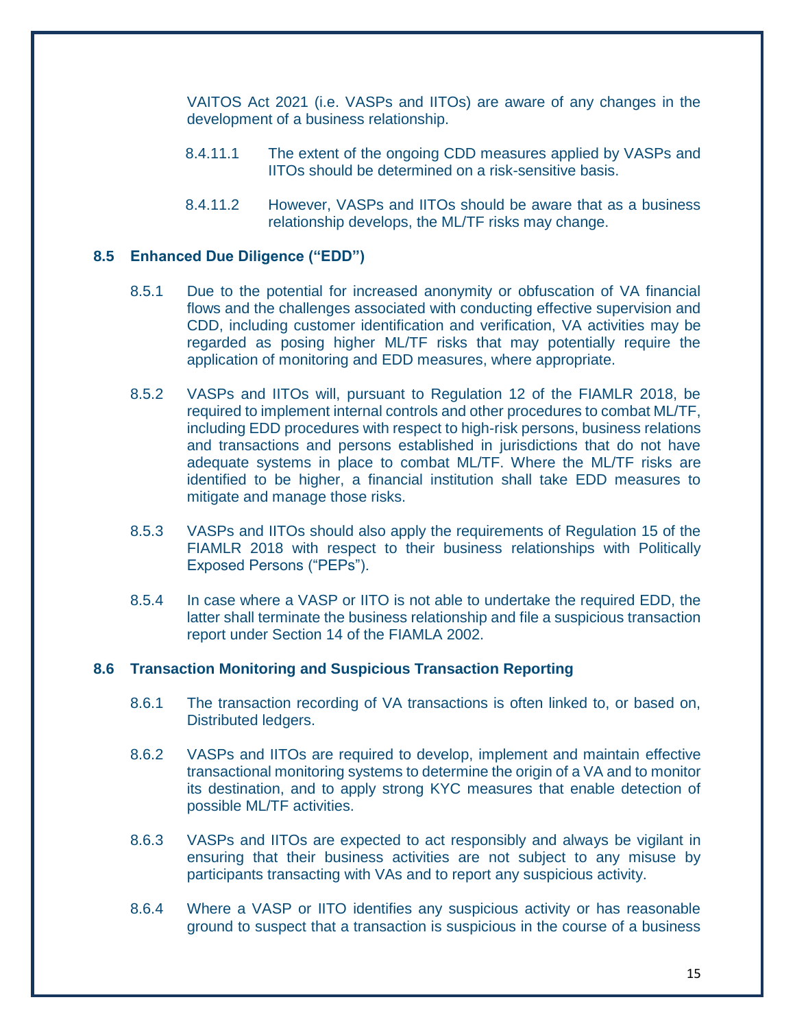VAITOS Act 2021 (i.e. VASPs and IITOs) are aware of any changes in the development of a business relationship.

8.4.11.1 The extent of the ongoing CDD measures applied by VASPs and IITOs should be determined on a risk-sensitive basis.

8.4.11.2 However, VASPs and IITOs should be aware that as a business relationship develops, the ML/TF risks may change.

## 8.5 Enhanced Due Diligence ("EDD")

8.5.1 Due to the potential for increased anonymity or obfuscation of VA financial flows and the challenges associated with conducting effective supervision and CDD, including customer identification and verification, VA activities may be regarded as posing higher ML/TF risks that may potentially require the application of monitoring and EDD measures, where appropriate.

8.5.2 VASPs and IITOs will, pursuant to Regulation 12 of the FIAMLR 2018, be required to implement internal controls and other procedures to combat ML/TF, including EDD procedures with respect to high-risk persons, business relations and transactions and persons established in jurisdictions that do not have adequate systems in place to combat ML/TF. Where the ML/TF risks are identified to be higher, a financial institution shall take EDD measures to mitigate and manage those risks.

8.5.3 VASPs and IITOs should also apply the requirements of Regulation 15 of the FIAMLR 2018 with respect to their business relationships with Politically Exposed Persons ("PEPs").

8.5.4 In case where a VASP or IITO is not able to undertake the required EDD, the latter shall terminate the business relationship and file a suspicious transaction report under Section 14 of the FIAMLA 2002.

## 8.6 Transaction Monitoring and Suspicious Transaction Reporting

8.6.1 The transaction recording of VA transactions is often linked to, or based on, Distributed ledgers.

8.6.2 VASPs and IITOs are required to develop, implement and maintain effective transactional monitoring systems to determine the origin of a VA and to monitor its destination, and to apply strong KYC measures that enable detection of possible ML/TF activities.

8.6.3 VASPs and IITOs are expected to act responsibly and always be vigilant in ensuring that their business activities are not subject to any misuse by participants transacting with VAs and to report any suspicious activity.

8.6.4 Where a VASP or IITO identifies any suspicious activity or has reasonable ground to suspect that a transaction is suspicious in the course of a business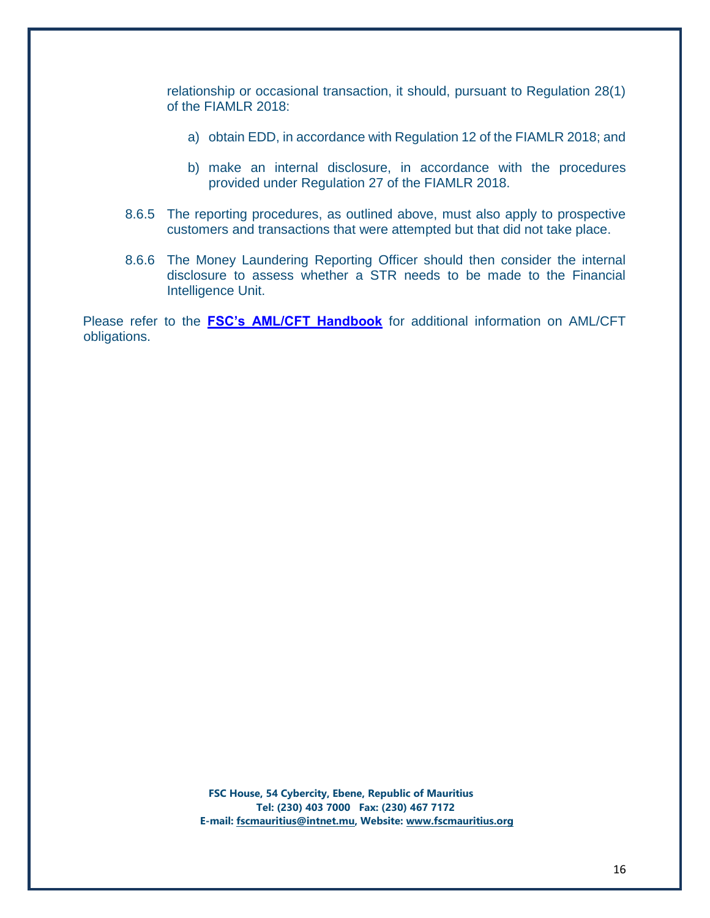relationship or occasional transaction, it should, pursuant to Regulation 28(1) of the FIAMLR 2018:

a) obtain EDD, in accordance with Regulation 12 of the FIAMLR 2018; and

b) make an internal disclosure, in accordance with the procedures provided under Regulation 27 of the FIAMLR 2018.

8.6.5 The reporting procedures, as outlined above, must also apply to prospective customers and transactions that were attempted but that did not take place.

8.6.6 The Money Laundering Reporting Officer should then consider the internal disclosure to assess whether a STR needs to be made to the Financial Intelligence Unit.

Please refer to the **FSC's AML/CFT Handbook** for additional information on AML/CFT obligations.

**FSC House, 54 Cybercity, Ebene, Republic of Mauritius**
**Tel: (230) 403 7000 Fax: (230) 467 7172**
**E-mail: fscmauritius@intnet.mu, Website: www.fscmauritius.org**